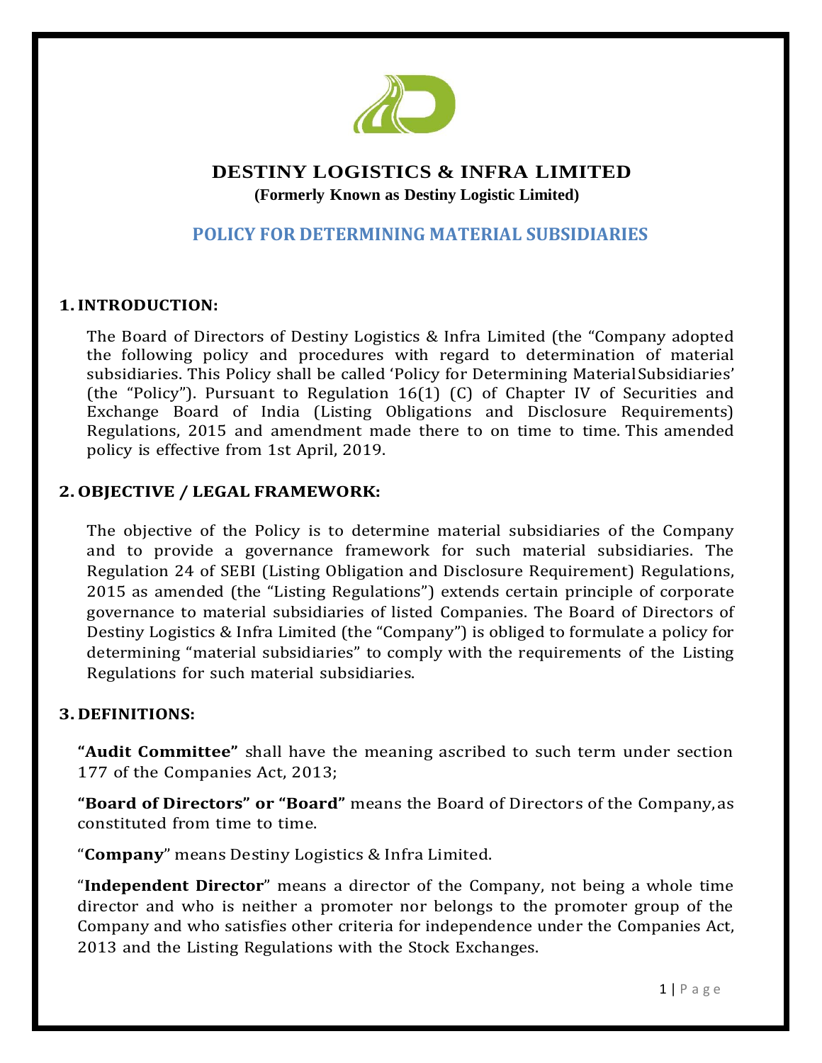# DESTINY LOGISTICS & INFRA LIMITED

**(Formerly Known as Destiny Logistic Limited)**

## POLICY FOR DETERMINING MATERIAL SUBSIDIARIES

### 1. INTRODUCTION:

The Board of Directors of Destiny Logistics & Infra Limited (the "Company adopted the following policy and procedures with regard to determination of material subsidiaries. This Policy shall be called 'Policy for Determining Material Subsidiaries' (the "Policy"). Pursuant to Regulation 16(1) (C) of Chapter IV of Securities and Exchange Board of India (Listing Obligations and Disclosure Requirements) Regulations, 2015 and amendment made there to on time to time. This amended policy is effective from 1st April, 2019.

### 2. OBJECTIVE / LEGAL FRAMEWORK:

The objective of the Policy is to determine material subsidiaries of the Company and to provide a governance framework for such material subsidiaries. The Regulation 24 of SEBI (Listing Obligation and Disclosure Requirement) Regulations, 2015 as amended (the "Listing Regulations") extends certain principle of corporate governance to material subsidiaries of listed Companies. The Board of Directors of Destiny Logistics & Infra Limited (the "Company") is obliged to formulate a policy for determining "material subsidiaries" to comply with the requirements of the Listing Regulations for such material subsidiaries.

### 3. DEFINITIONS:

**"Audit Committee"** shall have the meaning ascribed to such term under section 177 of the Companies Act, 2013;

**"Board of Directors" or "Board"** means the Board of Directors of the Company, as constituted from time to time.

"**Company**" means Destiny Logistics & Infra Limited.

"**Independent Director**" means a director of the Company, not being a whole time director and who is neither a promoter nor belongs to the promoter group of the Company and who satisfies other criteria for independence under the Companies Act, 2013 and the Listing Regulations with the Stock Exchanges.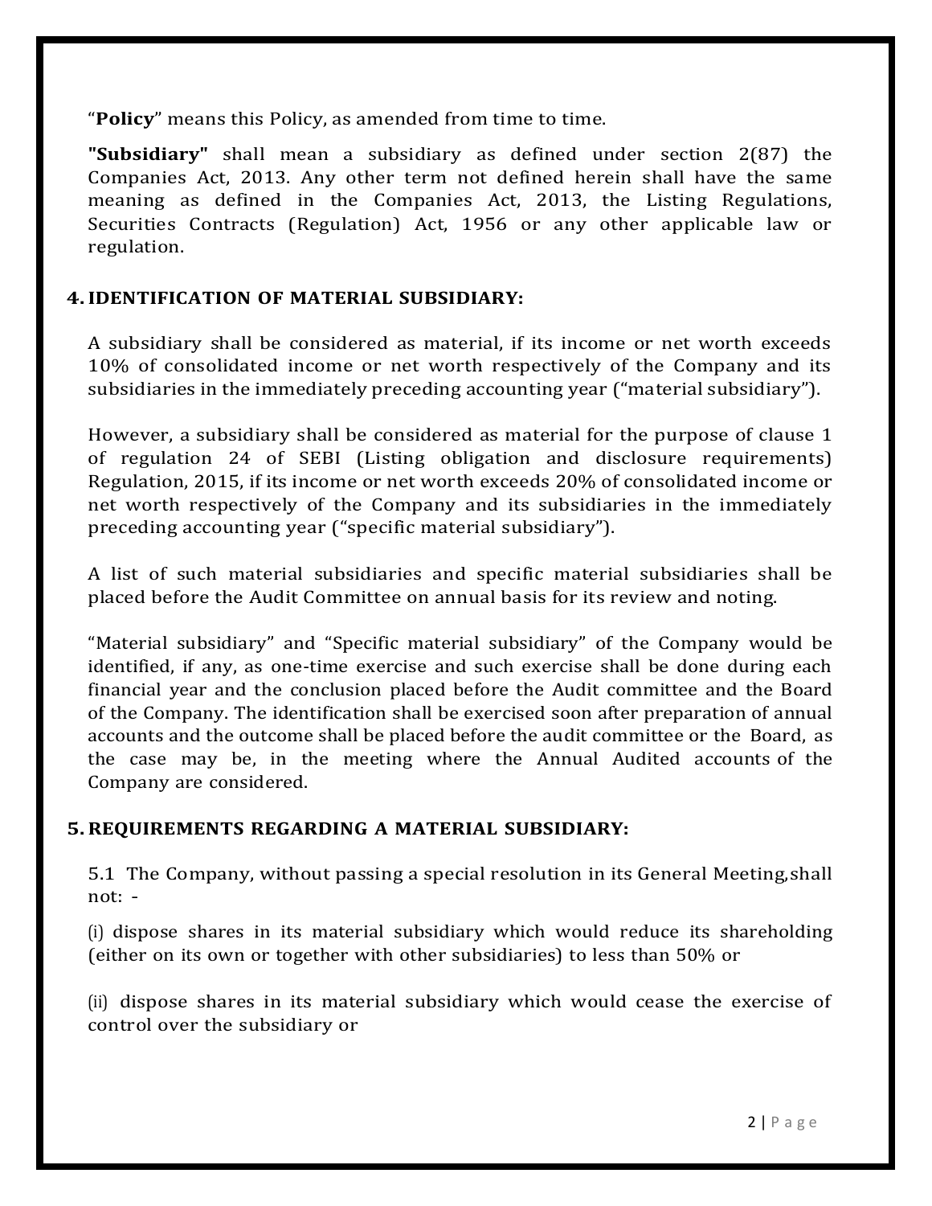"**Policy**" means this Policy, as amended from time to time.

**"Subsidiary"** shall mean a subsidiary as defined under section 2(87) the Companies Act, 2013. Any other term not defined herein shall have the same meaning as defined in the Companies Act, 2013, the Listing Regulations, Securities Contracts (Regulation) Act, 1956 or any other applicable law or regulation.

## 4. IDENTIFICATION OF MATERIAL SUBSIDIARY:

A subsidiary shall be considered as material, if its income or net worth exceeds 10% of consolidated income or net worth respectively of the Company and its subsidiaries in the immediately preceding accounting year ("material subsidiary").

However, a subsidiary shall be considered as material for the purpose of clause 1 of regulation 24 of SEBI (Listing obligation and disclosure requirements) Regulation, 2015, if its income or net worth exceeds 20% of consolidated income or net worth respectively of the Company and its subsidiaries in the immediately preceding accounting year ("specific material subsidiary").

A list of such material subsidiaries and specific material subsidiaries shall be placed before the Audit Committee on annual basis for its review and noting.

"Material subsidiary" and "Specific material subsidiary" of the Company would be identified, if any, as one-time exercise and such exercise shall be done during each financial year and the conclusion placed before the Audit committee and the Board of the Company. The identification shall be exercised soon after preparation of annual accounts and the outcome shall be placed before the audit committee or the Board, as the case may be, in the meeting where the Annual Audited accounts of the Company are considered.

## 5. REQUIREMENTS REGARDING A MATERIAL SUBSIDIARY:

5.1 The Company, without passing a special resolution in its General Meeting,shall not: -

(i) dispose shares in its material subsidiary which would reduce its shareholding (either on its own or together with other subsidiaries) to less than 50% or

(ii) dispose shares in its material subsidiary which would cease the exercise of control over the subsidiary or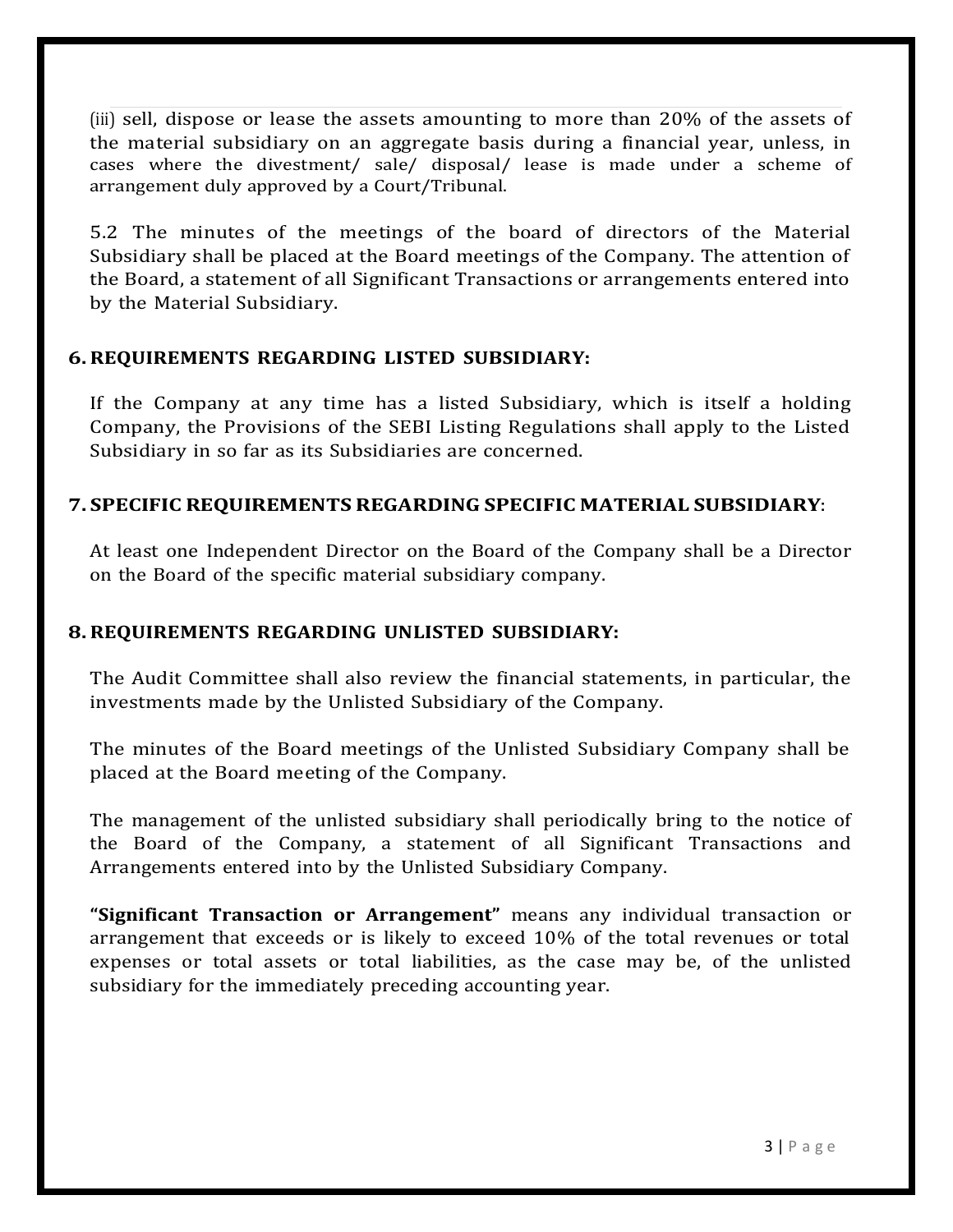(iii) sell, dispose or lease the assets amounting to more than 20% of the assets of the material subsidiary on an aggregate basis during a financial year, unless, in cases where the divestment/ sale/ disposal/ lease is made under a scheme of arrangement duly approved by a Court/Tribunal.

5.2 The minutes of the meetings of the board of directors of the Material Subsidiary shall be placed at the Board meetings of the Company. The attention of the Board, a statement of all Significant Transactions or arrangements entered into by the Material Subsidiary.

## 6. REQUIREMENTS REGARDING LISTED SUBSIDIARY:

If the Company at any time has a listed Subsidiary, which is itself a holding Company, the Provisions of the SEBI Listing Regulations shall apply to the Listed Subsidiary in so far as its Subsidiaries are concerned.

## 7. SPECIFIC REQUIREMENTS REGARDING SPECIFIC MATERIAL SUBSIDIARY:

At least one Independent Director on the Board of the Company shall be a Director on the Board of the specific material subsidiary company.

## 8. REQUIREMENTS REGARDING UNLISTED SUBSIDIARY:

The Audit Committee shall also review the financial statements, in particular, the investments made by the Unlisted Subsidiary of the Company.

The minutes of the Board meetings of the Unlisted Subsidiary Company shall be placed at the Board meeting of the Company.

The management of the unlisted subsidiary shall periodically bring to the notice of the Board of the Company, a statement of all Significant Transactions and Arrangements entered into by the Unlisted Subsidiary Company.

**"Significant Transaction or Arrangement"** means any individual transaction or arrangement that exceeds or is likely to exceed 10% of the total revenues or total expenses or total assets or total liabilities, as the case may be, of the unlisted subsidiary for the immediately preceding accounting year.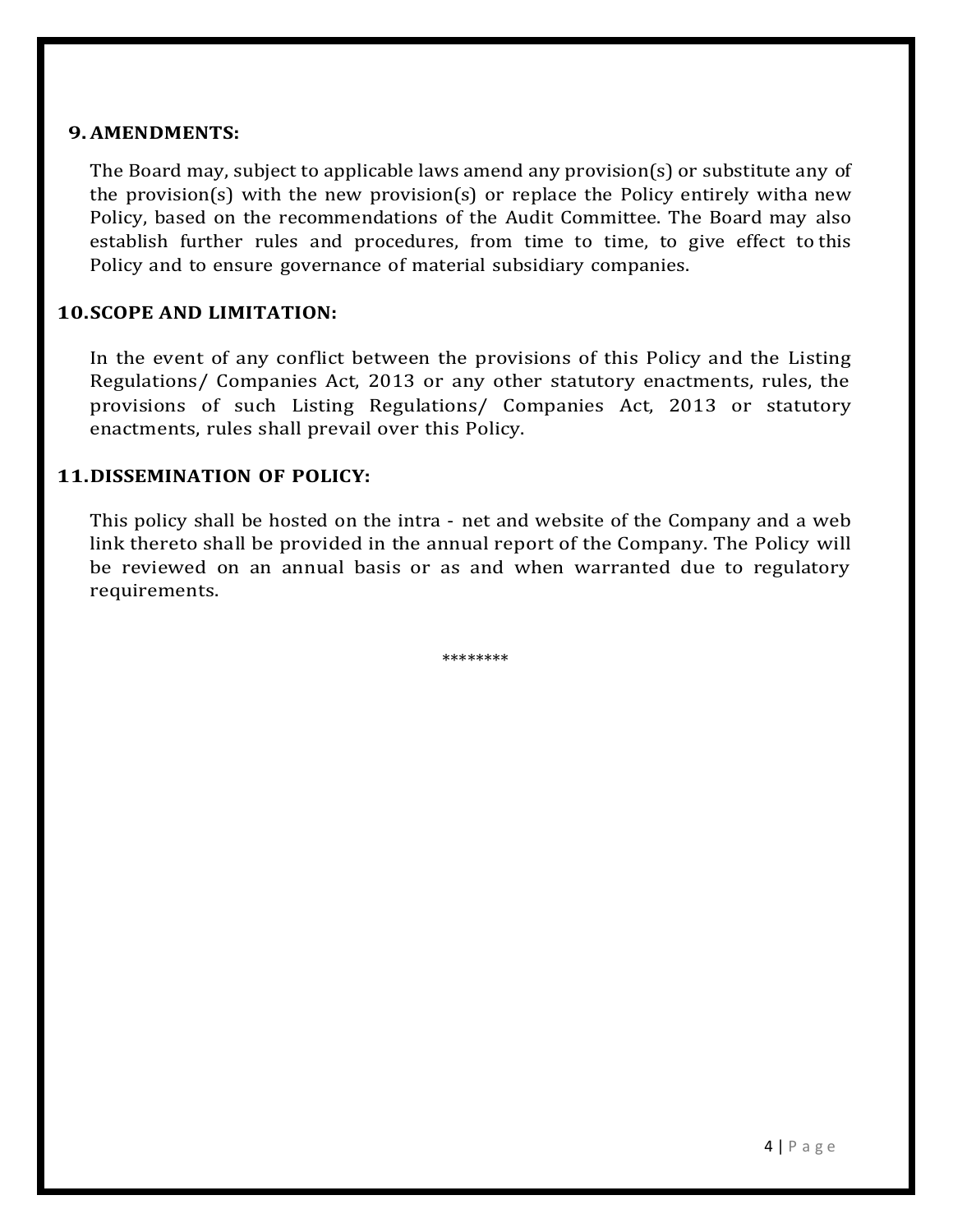**9. AMENDMENTS:**

The Board may, subject to applicable laws amend any provision(s) or substitute any of the provision(s) with the new provision(s) or replace the Policy entirely witha new Policy, based on the recommendations of the Audit Committee. The Board may also establish further rules and procedures, from time to time, to give effect to this Policy and to ensure governance of material subsidiary companies.

**10.SCOPE AND LIMITATION:**

In the event of any conflict between the provisions of this Policy and the Listing Regulations/ Companies Act, 2013 or any other statutory enactments, rules, the provisions of such Listing Regulations/ Companies Act, 2013 or statutory enactments, rules shall prevail over this Policy.

**11.DISSEMINATION OF POLICY:**

This policy shall be hosted on the intra - net and website of the Company and a web link thereto shall be provided in the annual report of the Company. The Policy will be reviewed on an annual basis or as and when warranted due to regulatory requirements.

********